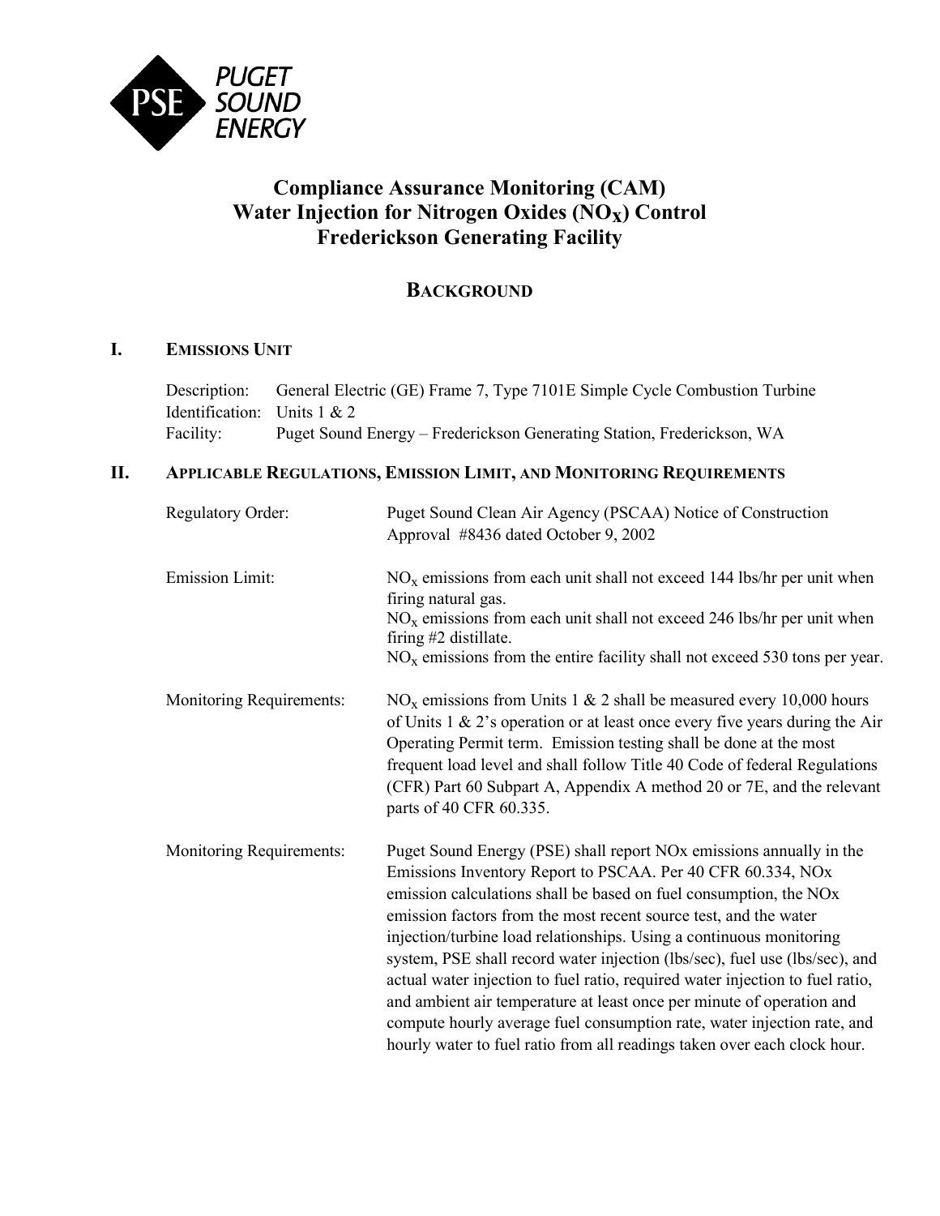PUGET SOUND ENERGY

# Compliance Assurance Monitoring (CAM) Water Injection for Nitrogen Oxides ($NO_X$) Control Fredericksburg Generating Facility

## BACKGROUND

### I. EMISSIONS UNIT

Description: General Electric (GE) Frame 7, Type 7101E Simple Cycle Combustion Turbine
Identification: Units 1 & 2
Facility: Puget Sound Energy – Frederickson Generating Station, Frederickson, WA

### II. APPLICABLE REGULATIONS, EMISSION LIMIT, AND MONITORING REQUIREMENTS

**Regulatory Order:** Puget Sound Clean Air Agency (PSCAA) Notice of Construction Approval #8436 dated October 9, 2002

**Emission Limit:**
$NO_x$ emissions from each unit shall not exceed 144 lbs/hr per unit when firing natural gas.
$NO_x$ emissions from each unit shall not exceed 246 lbs/hr per unit when firing #2 distillate.
$NO_x$ emissions from the entire facility shall not exceed 530 tons per year.

**Monitoring Requirements:** $NO_x$ emissions from Units 1 & 2 shall be measured every 10,000 hours of Units 1 & 2's operation or at least once every five years during the Air Operating Permit term. Emission testing shall be done at the most frequent load level and shall follow Title 40 Code of federal Regulations (CFR) Part 60 Subpart A, Appendix A method 20 or 7E, and the relevant parts of 40 CFR 60.335.

**Monitoring Requirements:** Puget Sound Energy (PSE) shall report NOx emissions annually in the Emissions Inventory Report to PSCAA. Per 40 CFR 60.334, NOx emission calculations shall be based on fuel consumption, the NOx emission factors from the most recent source test, and the water injection/turbine load relationships. Using a continuous monitoring system, PSE shall record water injection (lbs/sec), fuel use (lbs/sec), and actual water injection to fuel ratio, required water injection to fuel ratio, and ambient air temperature at least once per minute of operation and compute hourly average fuel consumption rate, water injection rate, and hourly water to fuel ratio from all readings taken over each clock hour.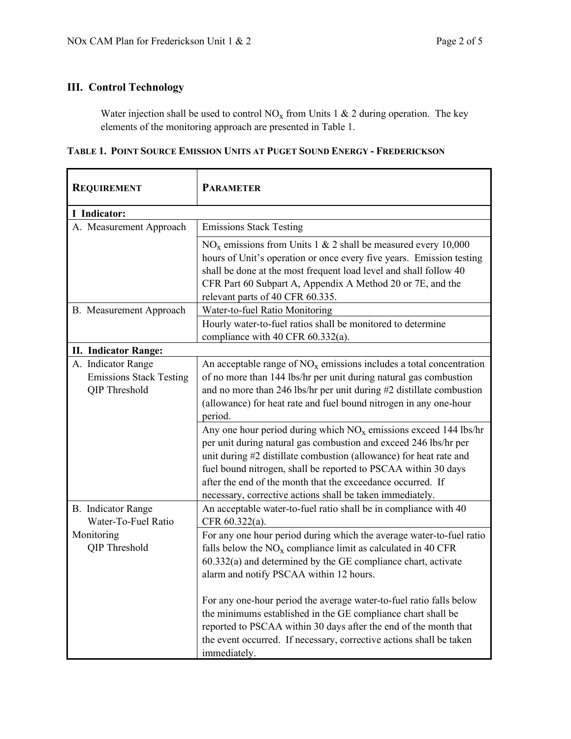## III. Control Technology

Water injection shall be used to control $NO_x$ from Units 1 & 2 during operation. The key elements of the monitoring approach are presented in Table 1.

**TABLE 1. POINT SOURCE EMISSION UNITS AT PUGET SOUND ENERGY - FREDERICKSON**

| **REQUIREMENT** | **PARAMETER** |
|---|---|
| **I Indicator:** | |
| A. Measurement Approach | Emissions Stack Testing |
| | $NO_x$ emissions from Units 1 & 2 shall be measured every 10,000 hours of Unit's operation or once every five years. Emission testing shall be done at the most frequent load level and shall follow 40 CFR Part 60 Subpart A, Appendix A Method 20 or 7E, and the relevant parts of 40 CFR 60.335. |
| B. Measurement Approach | Water-to-fuel Ratio Monitoring |
| | Hourly water-to-fuel ratios shall be monitored to determine compliance with 40 CFR 60.332(a). |
| **II. Indicator Range:** | |
| A. Indicator Range Emissions Stack Testing QIP Threshold | An acceptable range of $NO_x$ emissions includes a total concentration of no more than 144 lbs/hr per unit during natural gas combustion and no more than 246 lbs/hr per unit during #2 distillate combustion (allowance) for heat rate and fuel bound nitrogen in any one-hour period. |
| | Any one hour period during which $NO_x$ emissions exceed 144 lbs/hr per unit during natural gas combustion and exceed 246 lbs/hr per unit during #2 distillate combustion (allowance) for heat rate and fuel bound nitrogen, shall be reported to PSCAA within 30 days after the end of the month that the exceedance occurred. If necessary, corrective actions shall be taken immediately. |
| B. Indicator Range Water-To-Fuel Ratio Monitoring QIP Threshold | An acceptable water-to-fuel ratio shall be in compliance with 40 CFR 60.322(a). |
| | For any one hour period during which the average water-to-fuel ratio falls below the $NO_x$ compliance limit as calculated in 40 CFR 60.332(a) and determined by the GE compliance chart, activate alarm and notify PSCAA within 12 hours.<br><br>For any one-hour period the average water-to-fuel ratio falls below the minimums established in the GE compliance chart shall be reported to PSCAA within 30 days after the end of the month that the event occurred. If necessary, corrective actions shall be taken immediately. |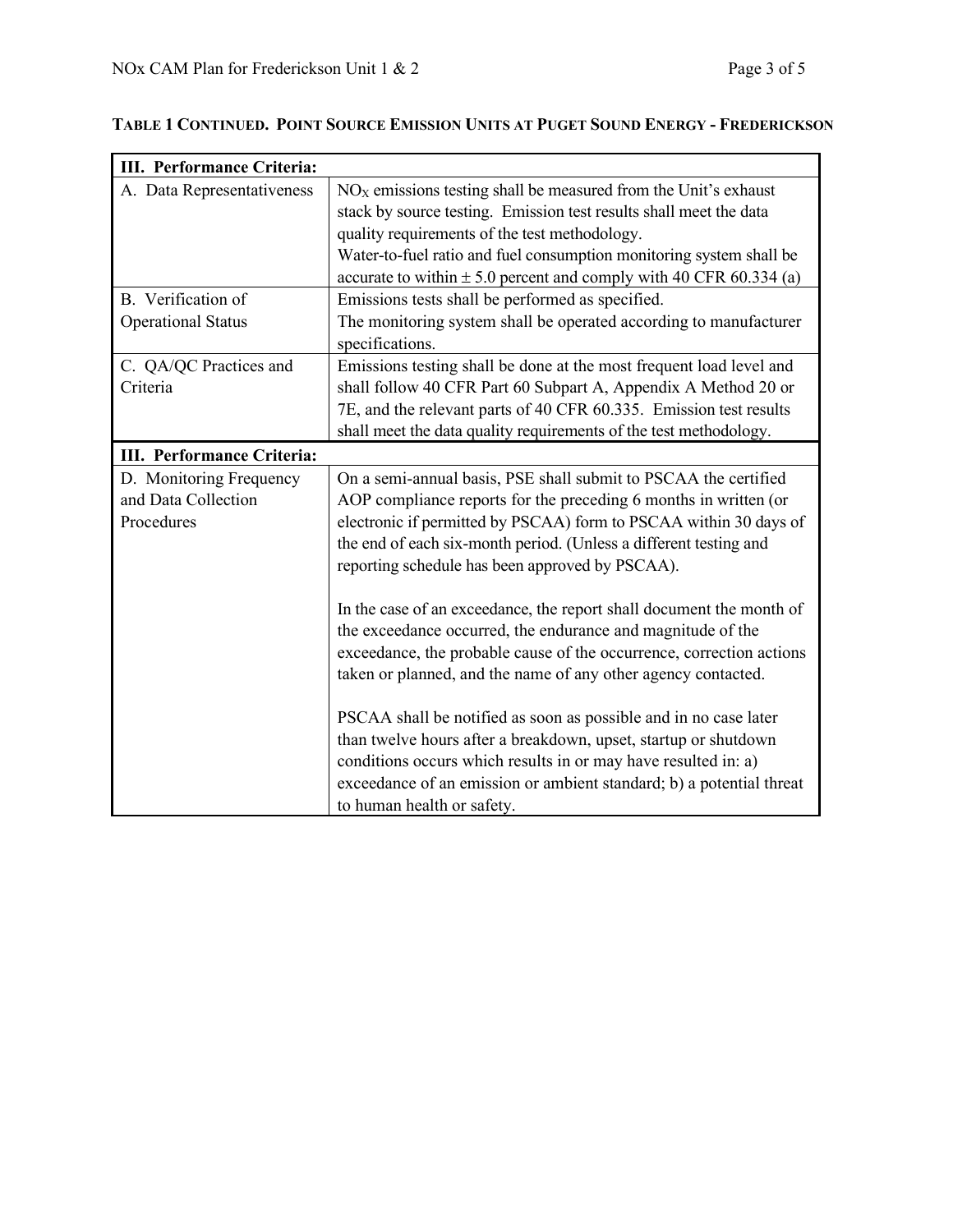**TABLE 1 CONTINUED. POINT SOURCE EMISSION UNITS AT PUGET SOUND ENERGY - FREDERICKSON**

| **III. Performance Criteria:** | |
|---|---|
| A. Data Representativeness | $NO_X$ emissions testing shall be measured from the Unit's exhaust stack by source testing. Emission test results shall meet the data quality requirements of the test methodology.<br>Water-to-fuel ratio and fuel consumption monitoring system shall be accurate to within ± 5.0 percent and comply with 40 CFR 60.334 (a) |
| B. Verification of Operational Status | Emissions tests shall be performed as specified.<br>The monitoring system shall be operated according to manufacturer specifications. |
| C. QA/QC Practices and Criteria | Emissions testing shall be done at the most frequent load level and shall follow 40 CFR Part 60 Subpart A, Appendix A Method 20 or 7E, and the relevant parts of 40 CFR 60.335. Emission test results shall meet the data quality requirements of the test methodology. |
| **III. Performance Criteria:** | |
| D. Monitoring Frequency and Data Collection Procedures | On a semi-annual basis, PSE shall submit to PSCAA the certified AOP compliance reports for the preceding 6 months in written (or electronic if permitted by PSCAA) form to PSCAA within 30 days of the end of each six-month period. (Unless a different testing and reporting schedule has been approved by PSCAA).<br><br>In the case of an exceedance, the report shall document the month of the exceedance occurred, the endurance and magnitude of the exceedance, the probable cause of the occurrence, correction actions taken or planned, and the name of any other agency contacted.<br><br>PSCAA shall be notified as soon as possible and in no case later than twelve hours after a breakdown, upset, startup or shutdown conditions occurs which results in or may have resulted in: a) exceedance of an emission or ambient standard; b) a potential threat to human health or safety. |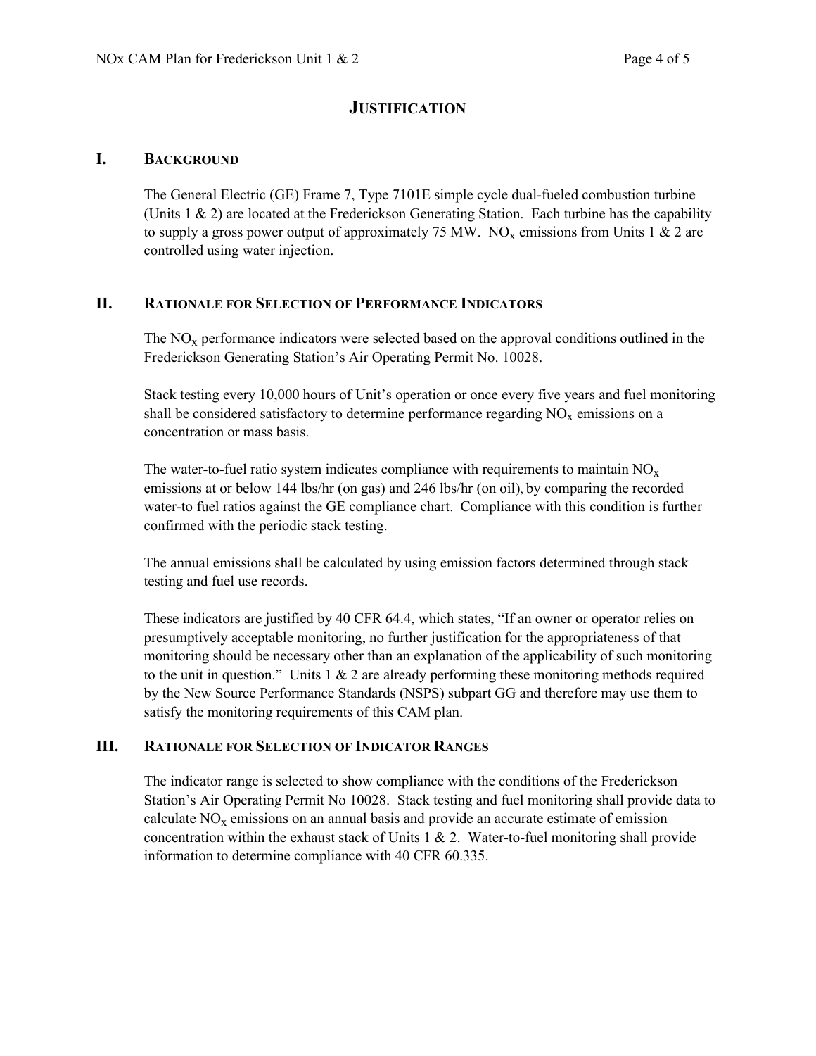# JUSTIFICATION

## I. BACKGROUND

The General Electric (GE) Frame 7, Type 7101E simple cycle dual-fueled combustion turbine (Units 1 & 2) are located at the Frederickson Generating Station. Each turbine has the capability to supply a gross power output of approximately 75 MW. $NO_x$ emissions from Units 1 & 2 are controlled using water injection.

## II. RATIONALE FOR SELECTION OF PERFORMANCE INDICATORS

The $NO_x$ performance indicators were selected based on the approval conditions outlined in the Frederickson Generating Station's Air Operating Permit No. 10028.

Stack testing every 10,000 hours of Unit's operation or once every five years and fuel monitoring shall be considered satisfactory to determine performance regarding $NO_x$ emissions on a concentration or mass basis.

The water-to-fuel ratio system indicates compliance with requirements to maintain $NO_x$ emissions at or below 144 lbs/hr (on gas) and 246 lbs/hr (on oil), by comparing the recorded water-to fuel ratios against the GE compliance chart. Compliance with this condition is further confirmed with the periodic stack testing.

The annual emissions shall be calculated by using emission factors determined through stack testing and fuel use records.

These indicators are justified by 40 CFR 64.4, which states, "If an owner or operator relies on presumptively acceptable monitoring, no further justification for the appropriateness of that monitoring should be necessary other than an explanation of the applicability of such monitoring to the unit in question." Units 1 & 2 are already performing these monitoring methods required by the New Source Performance Standards (NSPS) subpart GG and therefore may use them to satisfy the monitoring requirements of this CAM plan.

## III. RATIONALE FOR SELECTION OF INDICATOR RANGES

The indicator range is selected to show compliance with the conditions of the Frederickson Station's Air Operating Permit No 10028. Stack testing and fuel monitoring shall provide data to calculate $NO_x$ emissions on an annual basis and provide an accurate estimate of emission concentration within the exhaust stack of Units 1 & 2. Water-to-fuel monitoring shall provide information to determine compliance with 40 CFR 60.335.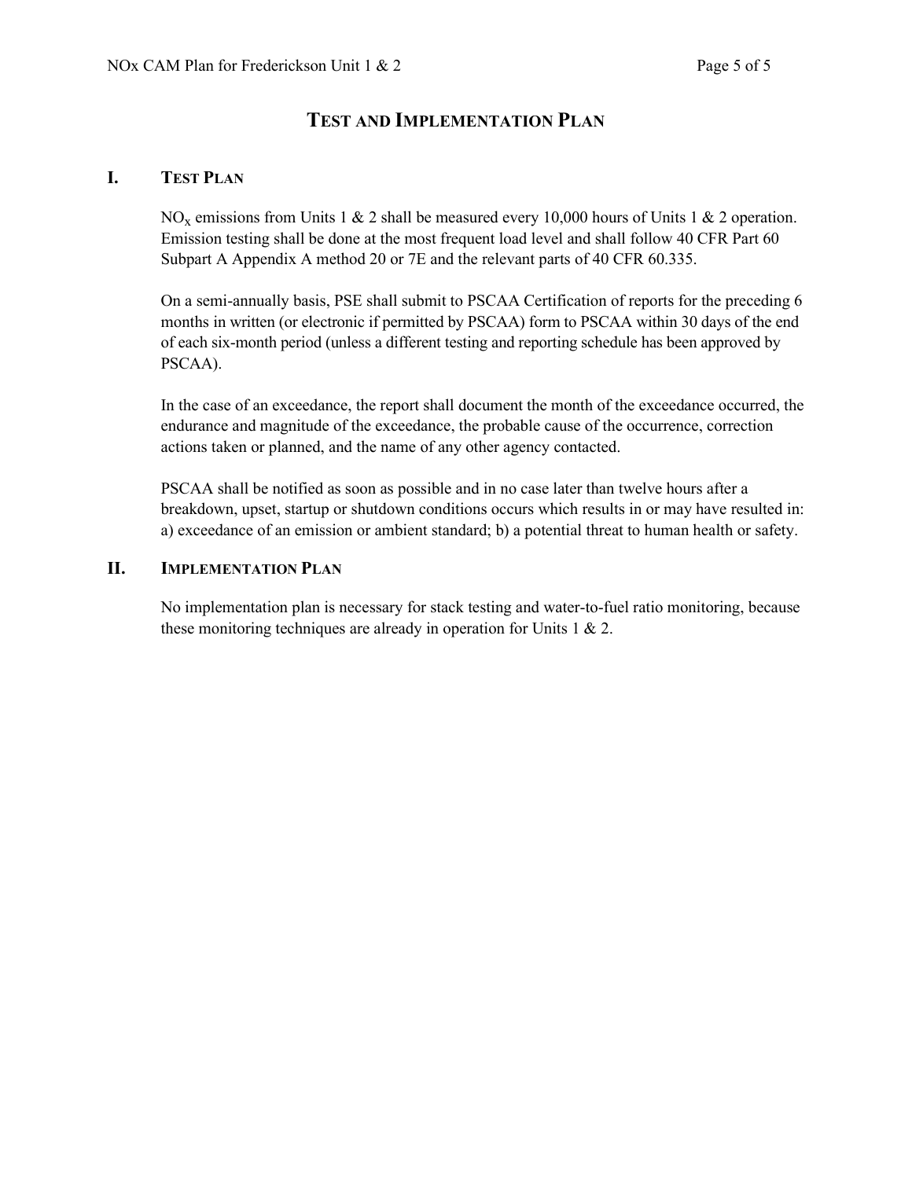# TEST AND IMPLEMENTATION PLAN

## I. TEST PLAN

$NO_x$ emissions from Units 1 & 2 shall be measured every 10,000 hours of Units 1 & 2 operation. Emission testing shall be done at the most frequent load level and shall follow 40 CFR Part 60 Subpart A Appendix A method 20 or 7E and the relevant parts of 40 CFR 60.335.

On a semi-annually basis, PSE shall submit to PSCAA Certification of reports for the preceding 6 months in written (or electronic if permitted by PSCAA) form to PSCAA within 30 days of the end of each six-month period (unless a different testing and reporting schedule has been approved by PSCAA).

In the case of an exceedance, the report shall document the month of the exceedance occurred, the endurance and magnitude of the exceedance, the probable cause of the occurrence, correction actions taken or planned, and the name of any other agency contacted.

PSCAA shall be notified as soon as possible and in no case later than twelve hours after a breakdown, upset, startup or shutdown conditions occurs which results in or may have resulted in: a) exceedance of an emission or ambient standard; b) a potential threat to human health or safety.

## II. IMPLEMENTATION PLAN

No implementation plan is necessary for stack testing and water-to-fuel ratio monitoring, because these monitoring techniques are already in operation for Units 1 & 2.